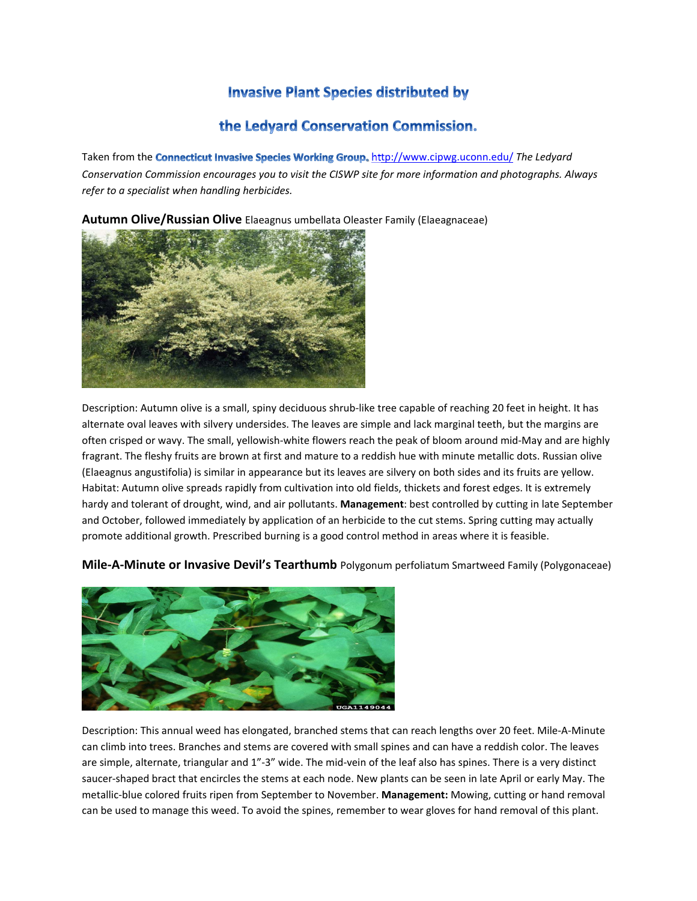# Invasive Plant Species distributed by

# the Ledyard Conservation Commission.

Taken from the **Connecticut Invasive Species Working Group.** http://www.cipwg.uconn.edu/ *The Ledyard Conservation Commission encourages you to visit the CISWP site for more information and photographs. Always refer to a specialist when handling herbicides.*

## Autumn Olive/Russian Olive Elaeagnus umbellata Oleaster Family (Elaeagnaceae)

Description: Autumn olive is a small, spiny deciduous shrub-like tree capable of reaching 20 feet in height. It has alternate oval leaves with silvery undersides. The leaves are simple and lack marginal teeth, but the margins are often crisped or wavy. The small, yellowish-white flowers reach the peak of bloom around mid-May and are highly fragrant. The fleshy fruits are brown at first and mature to a reddish hue with minute metallic dots. Russian olive (Elaeagnus angustifolia) is similar in appearance but its leaves are silvery on both sides and its fruits are yellow. Habitat: Autumn olive spreads rapidly from cultivation into old fields, thickets and forest edges. It is extremely hardy and tolerant of drought, wind, and air pollutants. **Management**: best controlled by cutting in late September and October, followed immediately by application of an herbicide to the cut stems. Spring cutting may actually promote additional growth. Prescribed burning is a good control method in areas where it is feasible.

## Mile-A-Minute or Invasive Devil's Tearthumb Polygonum perfoliatum Smartweed Family (Polygonaceae)

Description: This annual weed has elongated, branched stems that can reach lengths over 20 feet. Mile-A-Minute can climb into trees. Branches and stems are covered with small spines and can have a reddish color. The leaves are simple, alternate, triangular and 1"-3" wide. The mid-vein of the leaf also has spines. There is a very distinct saucer-shaped bract that encircles the stems at each node. New plants can be seen in late April or early May. The metallic-blue colored fruits ripen from September to November. **Management:** Mowing, cutting or hand removal can be used to manage this weed. To avoid the spines, remember to wear gloves for hand removal of this plant.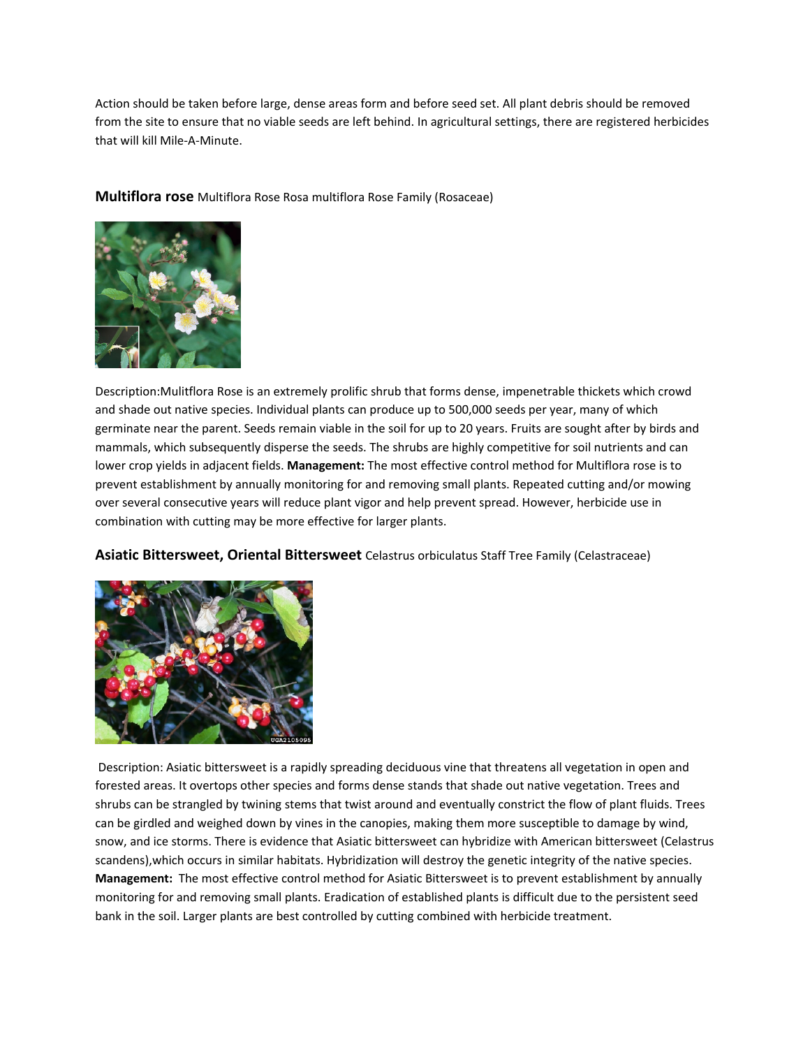Action should be taken before large, dense areas form and before seed set. All plant debris should be removed from the site to ensure that no viable seeds are left behind. In agricultural settings, there are registered herbicides that will kill Mile-A-Minute.

### **Multiflora rose** Multiflora Rose Rosa multiflora Rose Family (Rosaceae)

Description:Mulitflora Rose is an extremely prolific shrub that forms dense, impenetrable thickets which crowd and shade out native species. Individual plants can produce up to 500,000 seeds per year, many of which germinate near the parent. Seeds remain viable in the soil for up to 20 years. Fruits are sought after by birds and mammals, which subsequently disperse the seeds. The shrubs are highly competitive for soil nutrients and can lower crop yields in adjacent fields. **Management:** The most effective control method for Multiflora rose is to prevent establishment by annually monitoring for and removing small plants. Repeated cutting and/or mowing over several consecutive years will reduce plant vigor and help prevent spread. However, herbicide use in combination with cutting may be more effective for larger plants.

### **Asiatic Bittersweet, Oriental Bittersweet** Celastrus orbiculatus Staff Tree Family (Celastraceae)

Description: Asiatic bittersweet is a rapidly spreading deciduous vine that threatens all vegetation in open and forested areas. It overtops other species and forms dense stands that shade out native vegetation. Trees and shrubs can be strangled by twining stems that twist around and eventually constrict the flow of plant fluids. Trees can be girdled and weighed down by vines in the canopies, making them more susceptible to damage by wind, snow, and ice storms. There is evidence that Asiatic bittersweet can hybridize with American bittersweet (Celastrus scandens),which occurs in similar habitats. Hybridization will destroy the genetic integrity of the native species. **Management:** The most effective control method for Asiatic Bittersweet is to prevent establishment by annually monitoring for and removing small plants. Eradication of established plants is difficult due to the persistent seed bank in the soil. Larger plants are best controlled by cutting combined with herbicide treatment.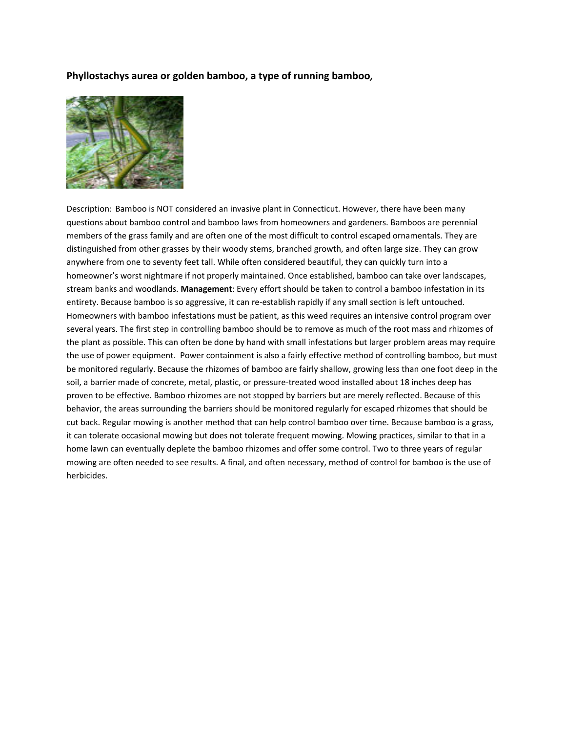**Phyllostachys aurea or golden bamboo, a type of running bamboo,**

Description: Bamboo is NOT considered an invasive plant in Connecticut. However, there have been many questions about bamboo control and bamboo laws from homeowners and gardeners. Bamboos are perennial members of the grass family and are often one of the most difficult to control escaped ornamentals. They are distinguished from other grasses by their woody stems, branched growth, and often large size. They can grow anywhere from one to seventy feet tall. While often considered beautiful, they can quickly turn into a homeowner's worst nightmare if not properly maintained. Once established, bamboo can take over landscapes, stream banks and woodlands. **Management**: Every effort should be taken to control a bamboo infestation in its entirety. Because bamboo is so aggressive, it can re-establish rapidly if any small section is left untouched. Homeowners with bamboo infestations must be patient, as this weed requires an intensive control program over several years. The first step in controlling bamboo should be to remove as much of the root mass and rhizomes of the plant as possible. This can often be done by hand with small infestations but larger problem areas may require the use of power equipment. Power containment is also a fairly effective method of controlling bamboo, but must be monitored regularly. Because the rhizomes of bamboo are fairly shallow, growing less than one foot deep in the soil, a barrier made of concrete, metal, plastic, or pressure-treated wood installed about 18 inches deep has proven to be effective. Bamboo rhizomes are not stopped by barriers but are merely reflected. Because of this behavior, the areas surrounding the barriers should be monitored regularly for escaped rhizomes that should be cut back. Regular mowing is another method that can help control bamboo over time. Because bamboo is a grass, it can tolerate occasional mowing but does not tolerate frequent mowing. Mowing practices, similar to that in a home lawn can eventually deplete the bamboo rhizomes and offer some control. Two to three years of regular mowing are often needed to see results. A final, and often necessary, method of control for bamboo is the use of herbicides.